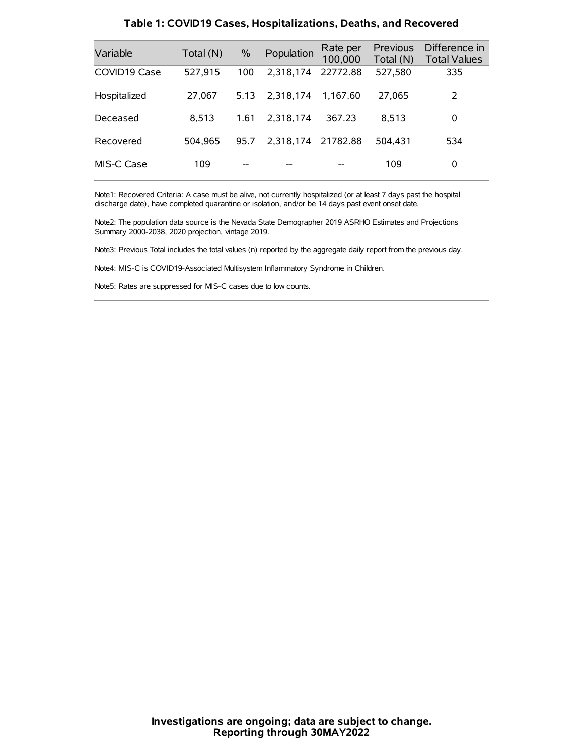## Table 1: COVID19 Cases, Hospitalizations, Deaths, and Recovered

| Variable | Total (N) | % | Population | Rate per 100,000 | Previous Total (N) | Difference in Total Values |
|---|---|---|---|---|---|---|
| COVID19 Case | 527,915 | 100 | 2,318,174 | 22772.88 | 527,580 | 335 |
| Hospitalized | 27,067 | 5.13 | 2,318,174 | 1,167.60 | 27,065 | 2 |
| Deceased | 8,513 | 1.61 | 2,318,174 | 367.23 | 8,513 | 0 |
| Recovered | 504,965 | 95.7 | 2,318,174 | 21782.88 | 504,431 | 534 |
| MIS-C Case | 109 | -- | -- | -- | 109 | 0 |

Note1: Recovered Criteria: A case must be alive, not currently hospitalized (or at least 7 days past the hospital discharge date), have completed quarantine or isolation, and/or be 14 days past event onset date.

Note2: The population data source is the Nevada State Demographer 2019 ASRHO Estimates and Projections Summary 2000-2038, 2020 projection, vintage 2019.

Note3: Previous Total includes the total values (n) reported by the aggregate daily report from the previous day.

Note4: MIS-C is COVID19-Associated Multisystem Inflammatory Syndrome in Children.

Note5: Rates are suppressed for MIS-C cases due to low counts.

**Investigations are ongoing; data are subject to change.**
**Reporting through 30MAY2022**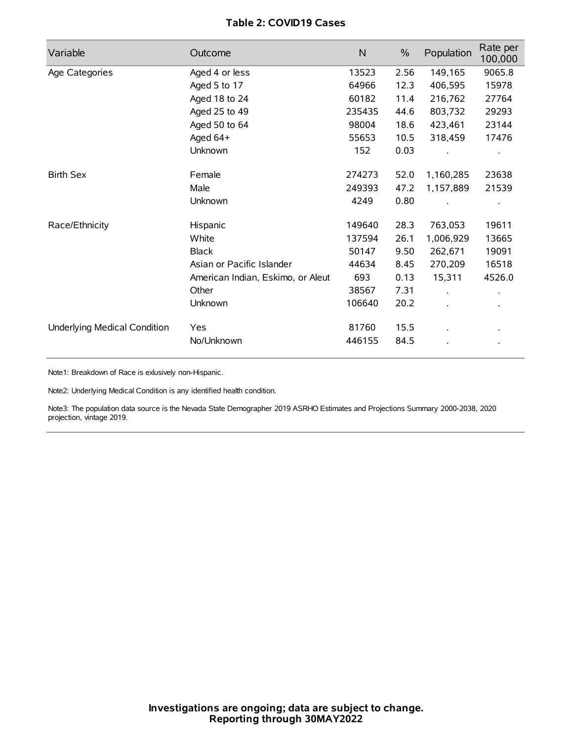**Table 2: COVID19 Cases**

| Variable | Outcome | N | % | Population | Rate per 100,000 |
|---|---|---|---|---|---|
| Age Categories | Aged 4 or less | 13523 | 2.56 | 149,165 | 9065.8 |
| | Aged 5 to 17 | 64966 | 12.3 | 406,595 | 15978 |
| | Aged 18 to 24 | 60182 | 11.4 | 216,762 | 27764 |
| | Aged 25 to 49 | 235435 | 44.6 | 803,732 | 29293 |
| | Aged 50 to 64 | 98004 | 18.6 | 423,461 | 23144 |
| | Aged 64+ | 55653 | 10.5 | 318,459 | 17476 |
| | Unknown | 152 | 0.03 | . | . |
| Birth Sex | Female | 274273 | 52.0 | 1,160,285 | 23638 |
| | Male | 249393 | 47.2 | 1,157,889 | 21539 |
| | Unknown | 4249 | 0.80 | . | . |
| Race/Ethnicity | Hispanic | 149640 | 28.3 | 763,053 | 19611 |
| | White | 137594 | 26.1 | 1,006,929 | 13665 |
| | Black | 50147 | 9.50 | 262,671 | 19091 |
| | Asian or Pacific Islander | 44634 | 8.45 | 270,209 | 16518 |
| | American Indian, Eskimo, or Aleut | 693 | 0.13 | 15,311 | 4526.0 |
| | Other | 38567 | 7.31 | . | . |
| | Unknown | 106640 | 20.2 | . | . |
| Underlying Medical Condition | Yes | 81760 | 15.5 | . | . |
| | No/Unknown | 446155 | 84.5 | . | . |

Note1: Breakdown of Race is exlusively non-Hispanic.

Note2: Underlying Medical Condition is any identified health condition.

Note3: The population data source is the Nevada State Demographer 2019 ASRHO Estimates and Projections Summary 2000-2038, 2020 projection, vintage 2019.

**Investigations are ongoing; data are subject to change.**
**Reporting through 30MAY2022**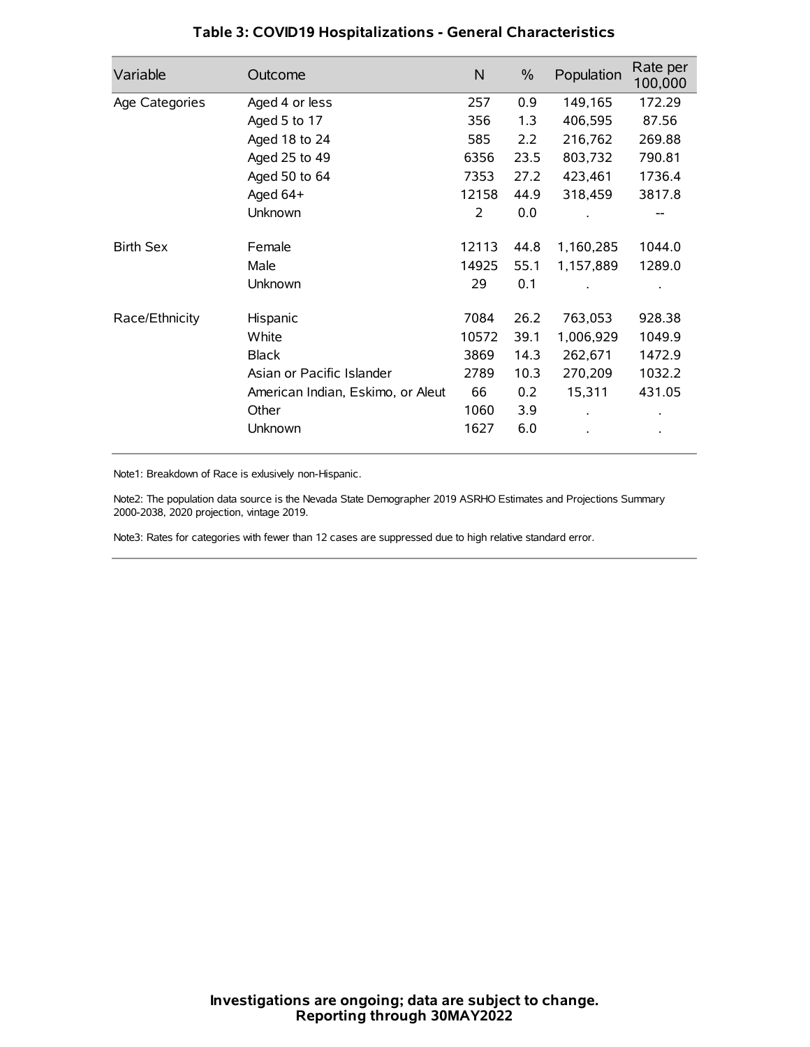## Table 3: COVID19 Hospitalizations - General Characteristics

| Variable | Outcome | N | % | Population | Rate per 100,000 |
|---|---|---|---|---|---|
| Age Categories | Aged 4 or less | 257 | 0.9 | 149,165 | 172.29 |
| | Aged 5 to 17 | 356 | 1.3 | 406,595 | 87.56 |
| | Aged 18 to 24 | 585 | 2.2 | 216,762 | 269.88 |
| | Aged 25 to 49 | 6356 | 23.5 | 803,732 | 790.81 |
| | Aged 50 to 64 | 7353 | 27.2 | 423,461 | 1736.4 |
| | Aged 64+ | 12158 | 44.9 | 318,459 | 3817.8 |
| | Unknown | 2 | 0.0 | . | -- |
| Birth Sex | Female | 12113 | 44.8 | 1,160,285 | 1044.0 |
| | Male | 14925 | 55.1 | 1,157,889 | 1289.0 |
| | Unknown | 29 | 0.1 | . | . |
| Race/Ethnicity | Hispanic | 7084 | 26.2 | 763,053 | 928.38 |
| | White | 10572 | 39.1 | 1,006,929 | 1049.9 |
| | Black | 3869 | 14.3 | 262,671 | 1472.9 |
| | Asian or Pacific Islander | 2789 | 10.3 | 270,209 | 1032.2 |
| | American Indian, Eskimo, or Aleut | 66 | 0.2 | 15,311 | 431.05 |
| | Other | 1060 | 3.9 | . | . |
| | Unknown | 1627 | 6.0 | . | . |

Note1: Breakdown of Race is exlusively non-Hispanic.

Note2: The population data source is the Nevada State Demographer 2019 ASRHO Estimates and Projections Summary 2000-2038, 2020 projection, vintage 2019.

Note3: Rates for categories with fewer than 12 cases are suppressed due to high relative standard error.

**Investigations are ongoing; data are subject to change.**
**Reporting through 30MAY2022**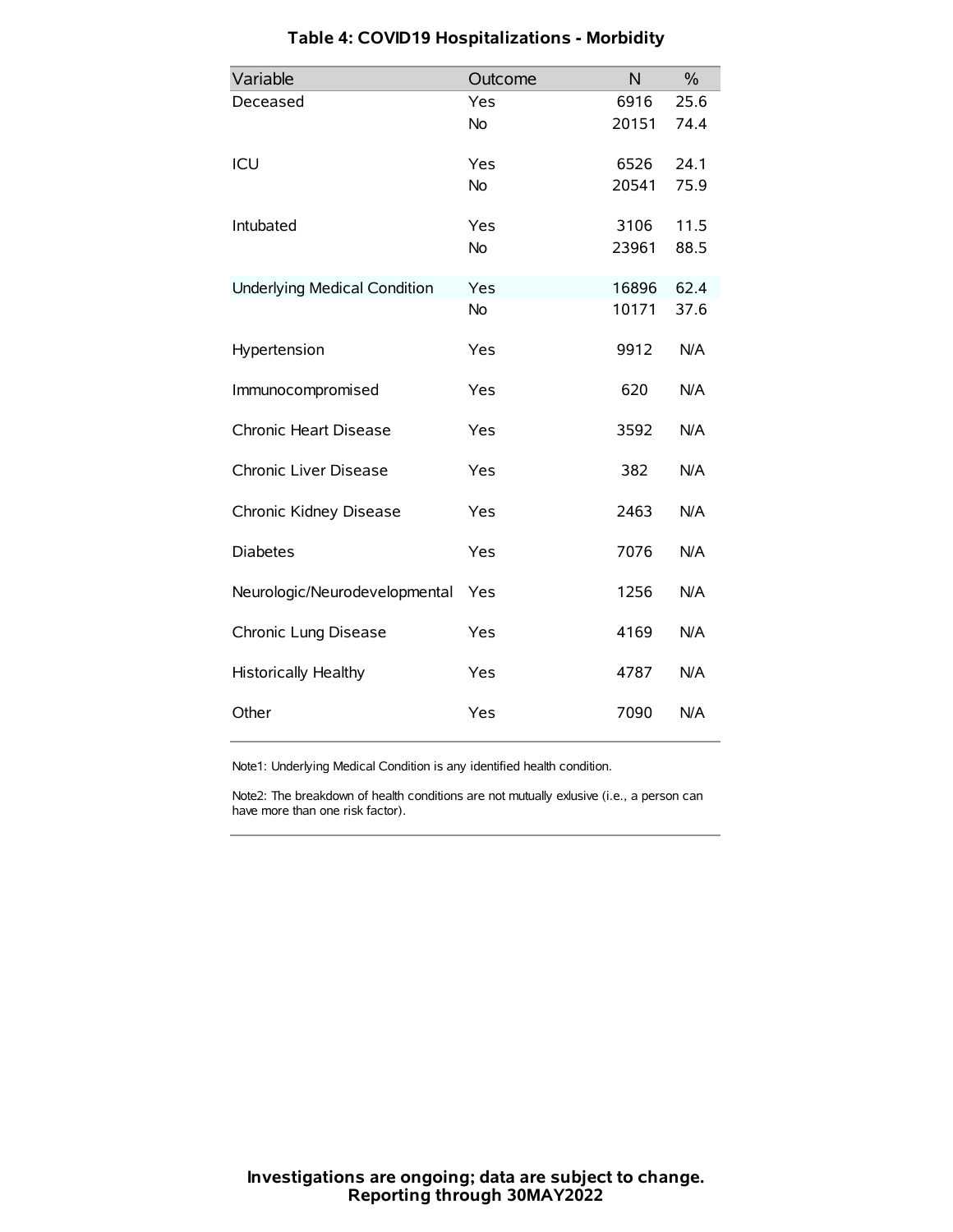## Table 4: COVID19 Hospitalizations - Morbidity

| Variable | Outcome | N | % |
|---|---|---|---|
| Deceased | Yes | 6916 | 25.6 |
| | No | 20151 | 74.4 |
| ICU | Yes | 6526 | 24.1 |
| | No | 20541 | 75.9 |
| Intubated | Yes | 3106 | 11.5 |
| | No | 23961 | 88.5 |
| Underlying Medical Condition | Yes | 16896 | 62.4 |
| | No | 10171 | 37.6 |
| Hypertension | Yes | 9912 | N/A |
| Immunocompromised | Yes | 620 | N/A |
| Chronic Heart Disease | Yes | 3592 | N/A |
| Chronic Liver Disease | Yes | 382 | N/A |
| Chronic Kidney Disease | Yes | 2463 | N/A |
| Diabetes | Yes | 7076 | N/A |
| Neurologic/Neurodevelopmental | Yes | 1256 | N/A |
| Chronic Lung Disease | Yes | 4169 | N/A |
| Historically Healthy | Yes | 4787 | N/A |
| Other | Yes | 7090 | N/A |

Note1: Underlying Medical Condition is any identified health condition.

Note2: The breakdown of health conditions are not mutually exlusive (i.e., a person can have more than one risk factor).

**Investigations are ongoing; data are subject to change.**
**Reporting through 30MAY2022**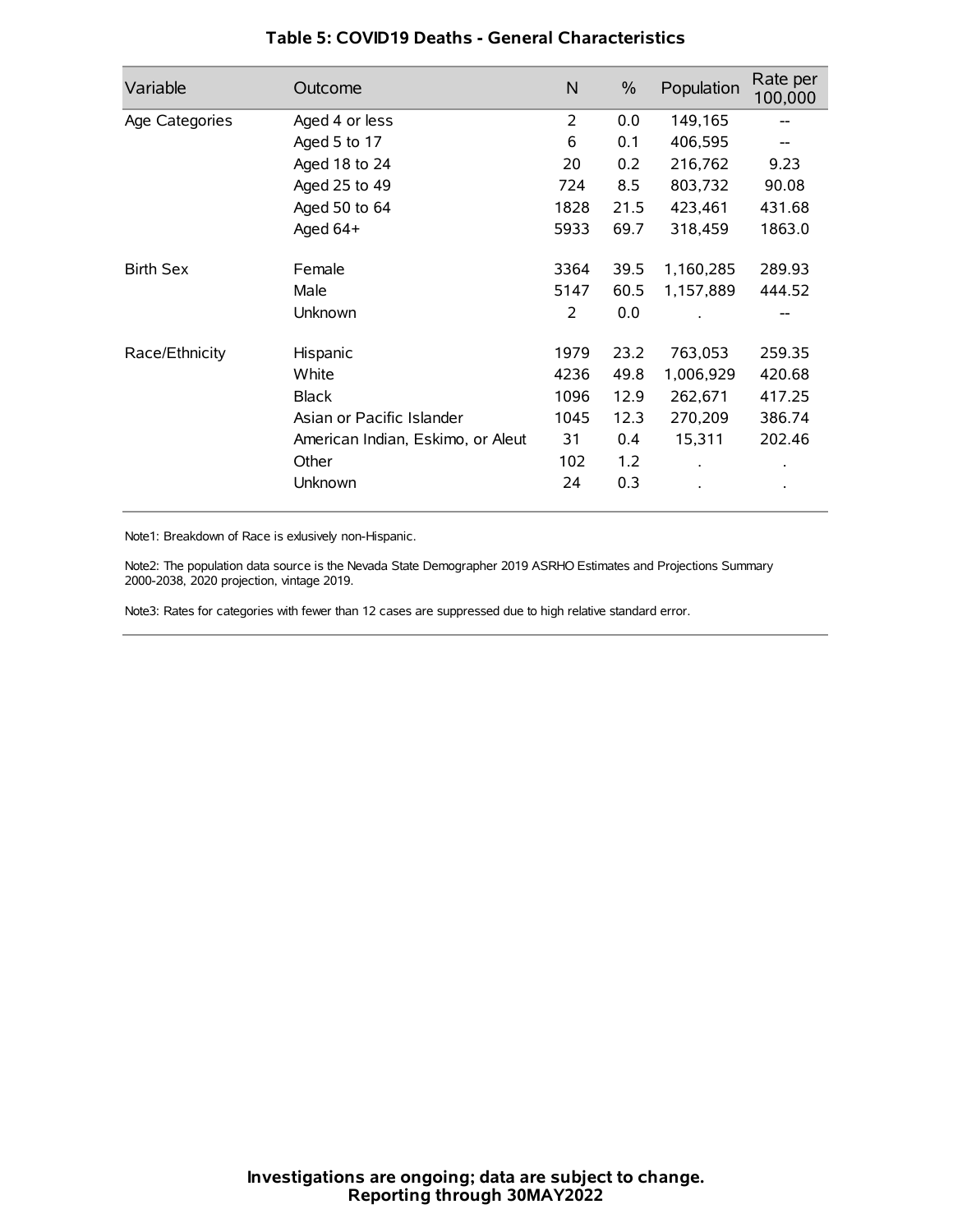### Table 5: COVID19 Deaths - General Characteristics

| Variable | Outcome | N | % | Population | Rate per 100,000 |
|---|---|---|---|---|---|
| Age Categories | Aged 4 or less | 2 | 0.0 | 149,165 | -- |
| | Aged 5 to 17 | 6 | 0.1 | 406,595 | -- |
| | Aged 18 to 24 | 20 | 0.2 | 216,762 | 9.23 |
| | Aged 25 to 49 | 724 | 8.5 | 803,732 | 90.08 |
| | Aged 50 to 64 | 1828 | 21.5 | 423,461 | 431.68 |
| | Aged 64+ | 5933 | 69.7 | 318,459 | 1863.0 |
| Birth Sex | Female | 3364 | 39.5 | 1,160,285 | 289.93 |
| | Male | 5147 | 60.5 | 1,157,889 | 444.52 |
| | Unknown | 2 | 0.0 | . | -- |
| Race/Ethnicity | Hispanic | 1979 | 23.2 | 763,053 | 259.35 |
| | White | 4236 | 49.8 | 1,006,929 | 420.68 |
| | Black | 1096 | 12.9 | 262,671 | 417.25 |
| | Asian or Pacific Islander | 1045 | 12.3 | 270,209 | 386.74 |
| | American Indian, Eskimo, or Aleut | 31 | 0.4 | 15,311 | 202.46 |
| | Other | 102 | 1.2 | . | . |
| | Unknown | 24 | 0.3 | . | . |

Note1: Breakdown of Race is exlusively non-Hispanic.

Note2: The population data source is the Nevada State Demographer 2019 ASRHO Estimates and Projections Summary 2000-2038, 2020 projection, vintage 2019.

Note3: Rates for categories with fewer than 12 cases are suppressed due to high relative standard error.

**Investigations are ongoing; data are subject to change.**
**Reporting through 30MAY2022**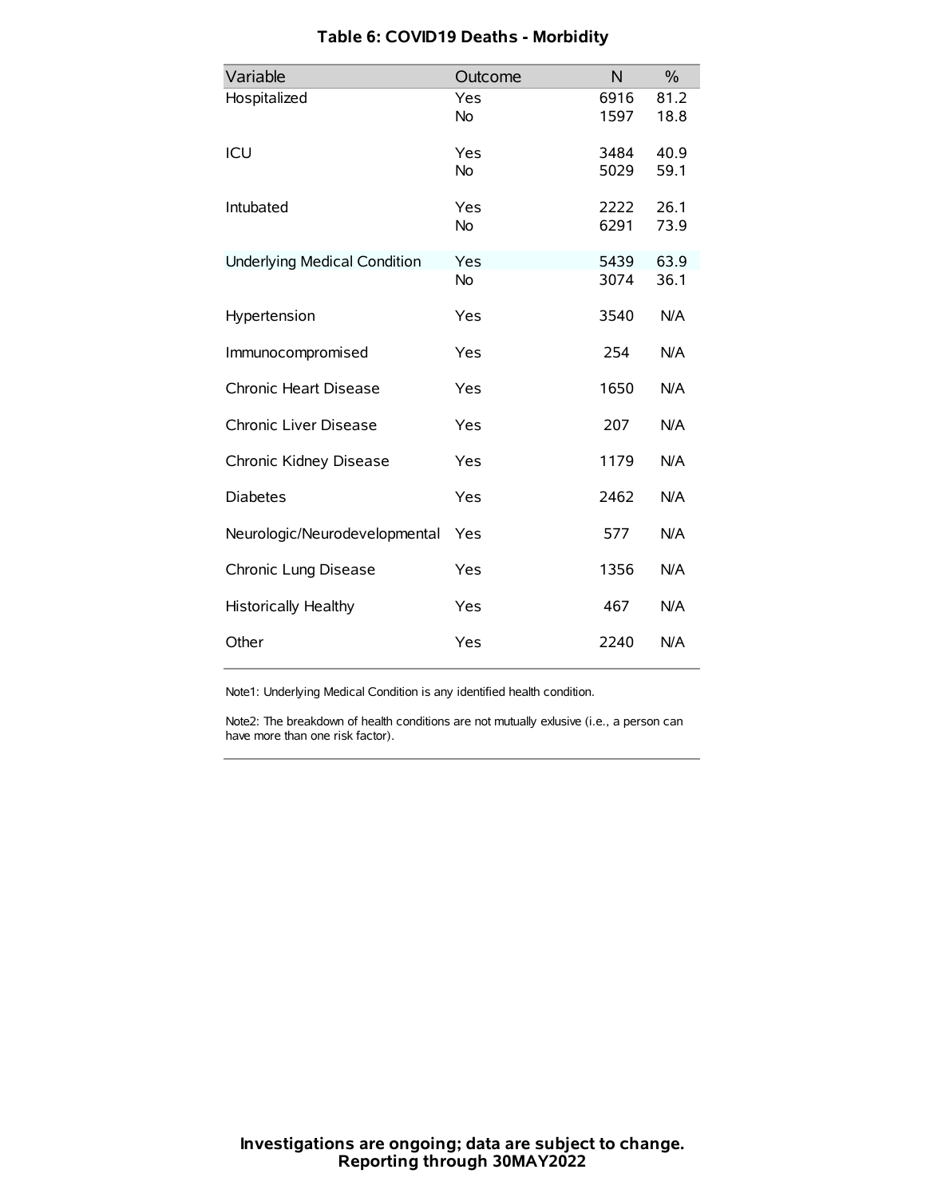## Table 6: COVID19 Deaths - Morbidity

| Variable | Outcome | N | % |
|---|---|---|---|
| Hospitalized | Yes | 6916 | 81.2 |
| | No | 1597 | 18.8 |
| ICU | Yes | 3484 | 40.9 |
| | No | 5029 | 59.1 |
| Intubated | Yes | 2222 | 26.1 |
| | No | 6291 | 73.9 |
| Underlying Medical Condition | Yes | 5439 | 63.9 |
| | No | 3074 | 36.1 |
| Hypertension | Yes | 3540 | N/A |
| Immunocompromised | Yes | 254 | N/A |
| Chronic Heart Disease | Yes | 1650 | N/A |
| Chronic Liver Disease | Yes | 207 | N/A |
| Chronic Kidney Disease | Yes | 1179 | N/A |
| Diabetes | Yes | 2462 | N/A |
| Neurologic/Neurodevelopmental | Yes | 577 | N/A |
| Chronic Lung Disease | Yes | 1356 | N/A |
| Historically Healthy | Yes | 467 | N/A |
| Other | Yes | 2240 | N/A |

Note1: Underlying Medical Condition is any identified health condition.

Note2: The breakdown of health conditions are not mutually exlusive (i.e., a person can have more than one risk factor).

**Investigations are ongoing; data are subject to change.**
**Reporting through 30MAY2022**